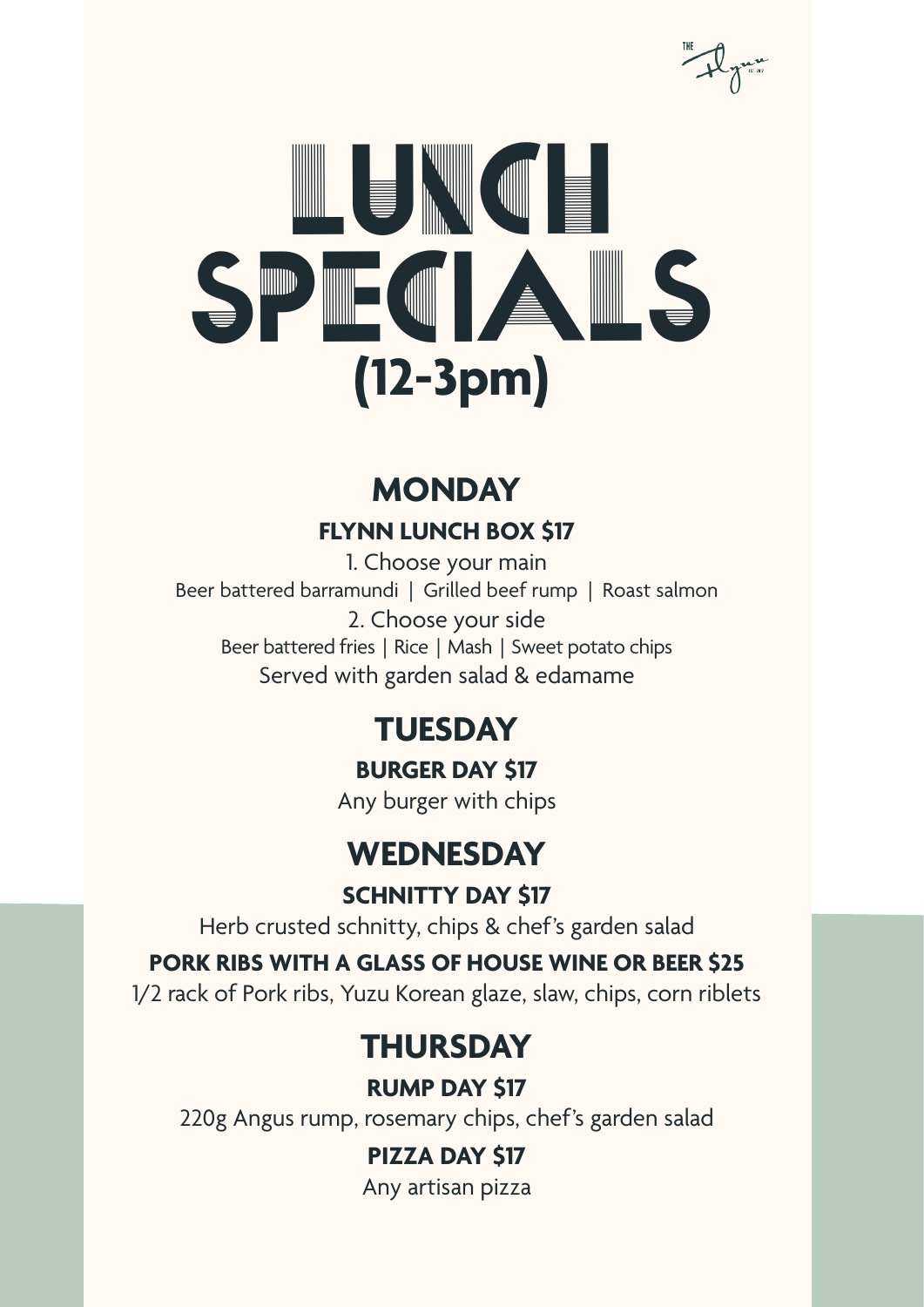THE Flynn

# LUNCH SPECIALS (12-3pm)

## MONDAY

### FLYNN LUNCH BOX $17

1. Choose your main

Beer battered barramundi | Grilled beef rump | Roast salmon

2. Choose your side

Beer battered fries | Rice | Mash | Sweet potato chips

Served with garden salad & edamame

## TUESDAY

### BURGER DAY $17

Any burger with chips

## WEDNESDAY

### SCHNITTY DAY $17

Herb crusted schnitty, chips & chef's garden salad

### PORK RIBS WITH A GLASS OF HOUSE WINE OR BEER $25

1/2 rack of Pork ribs, Yuzu Korean glaze, slaw, chips, corn riblets

## THURSDAY

### RUMP DAY $17

220g Angus rump, rosemary chips, chef's garden salad

### PIZZA DAY $17

Any artisan pizza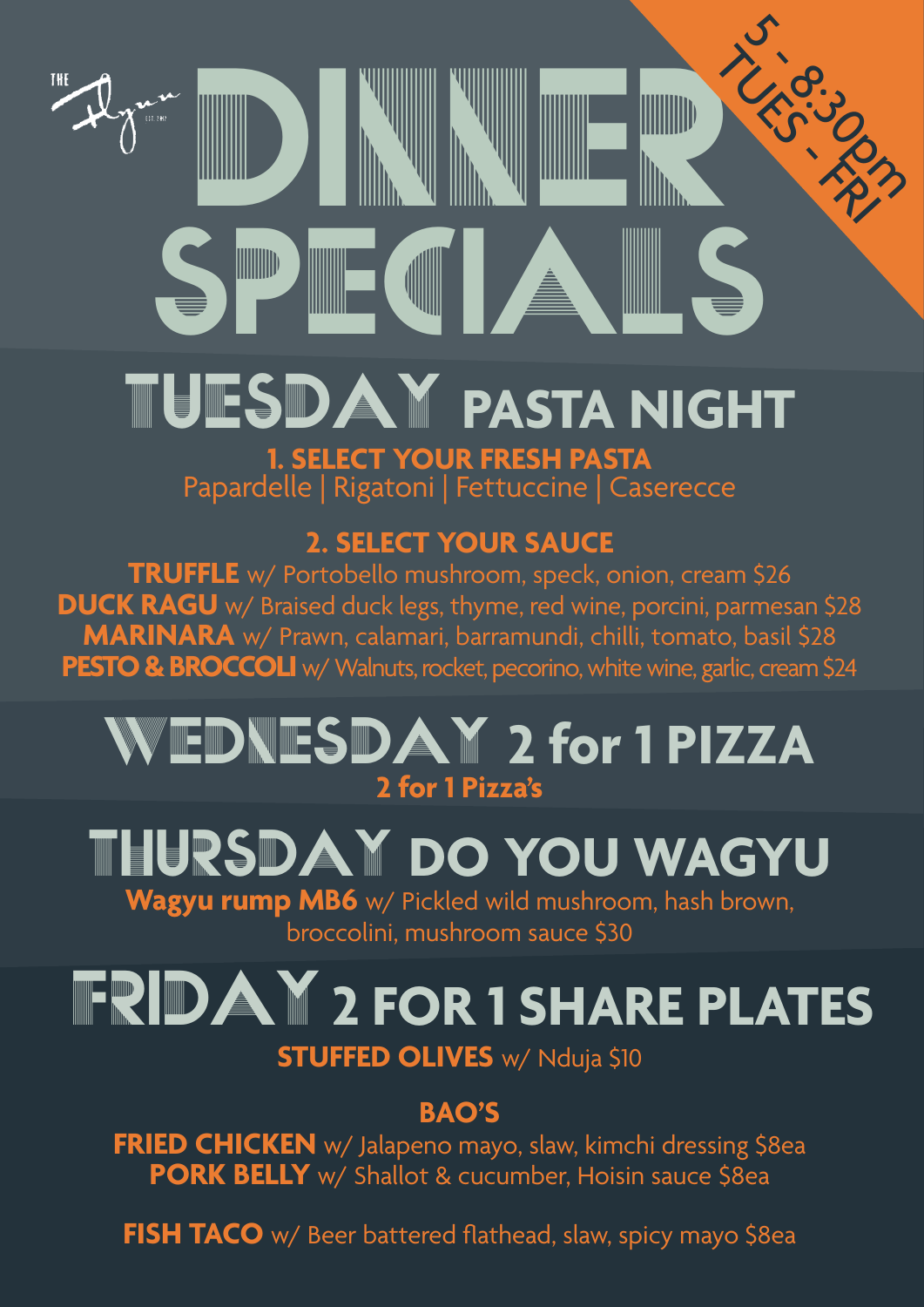THE Flynn EST. 2017

# DINNER SPECIALS

5 - 8:30pm TUES - FRI

## TUESDAY PASTA NIGHT

**1. SELECT YOUR FRESH PASTA**

Papardelle | Rigatoni | Fettuccine | Caserecce

**2. SELECT YOUR SAUCE**

**TRUFFLE** w/ Portobello mushroom, speck, onion, cream $26

**DUCK RAGU** w/ Braised duck legs, thyme, red wine, porcini, parmesan $28

**MARINARA** w/ Prawn, calamari, barramundi, chilli, tomato, basil $28

**PESTO & BROCCOLI** w/ Walnuts, rocket, pecorino, white wine, garlic, cream $24

## WEDNESDAY 2 for 1 PIZZA

**2 for 1 Pizza's**

## THURSDAY DO YOU WAGYU

**Wagyu rump MB6** w/ Pickled wild mushroom, hash brown, broccolini, mushroom sauce $30

## FRIDAY 2 FOR 1 SHARE PLATES

**STUFFED OLIVES** w/ Nduja $10

**BAO'S**

**FRIED CHICKEN** w/ Jalapeno mayo, slaw, kimchi dressing $8ea

**PORK BELLY** w/ Shallot & cucumber, Hoisin sauce $8ea

**FISH TACO** w/ Beer battered flathead, slaw, spicy mayo $8ea